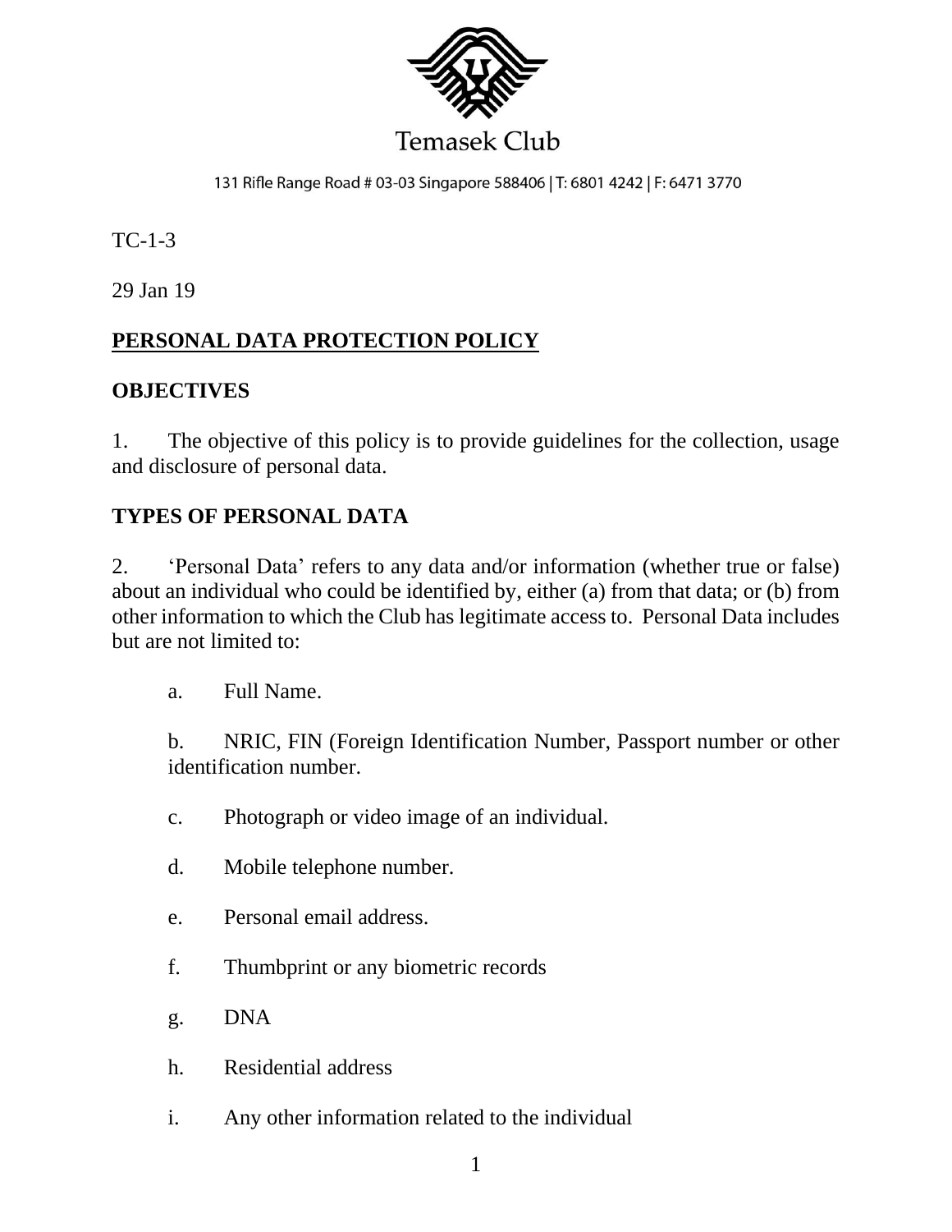Temasek Club

131 Rifle Range Road # 03-03 Singapore 588406 | T: 6801 4242 | F: 6471 3770

TC-1-3

29 Jan 19

# PERSONAL DATA PROTECTION POLICY

## OBJECTIVES

1. The objective of this policy is to provide guidelines for the collection, usage and disclosure of personal data.

## TYPES OF PERSONAL DATA

2. 'Personal Data' refers to any data and/or information (whether true or false) about an individual who could be identified by, either (a) from that data; or (b) from other information to which the Club has legitimate access to. Personal Data includes but are not limited to:

   a. Full Name.

   b. NRIC, FIN (Foreign Identification Number, Passport number or other identification number.

   c. Photograph or video image of an individual.

   d. Mobile telephone number.

   e. Personal email address.

   f. Thumbprint or any biometric records

   g. DNA

   h. Residential address

   i. Any other information related to the individual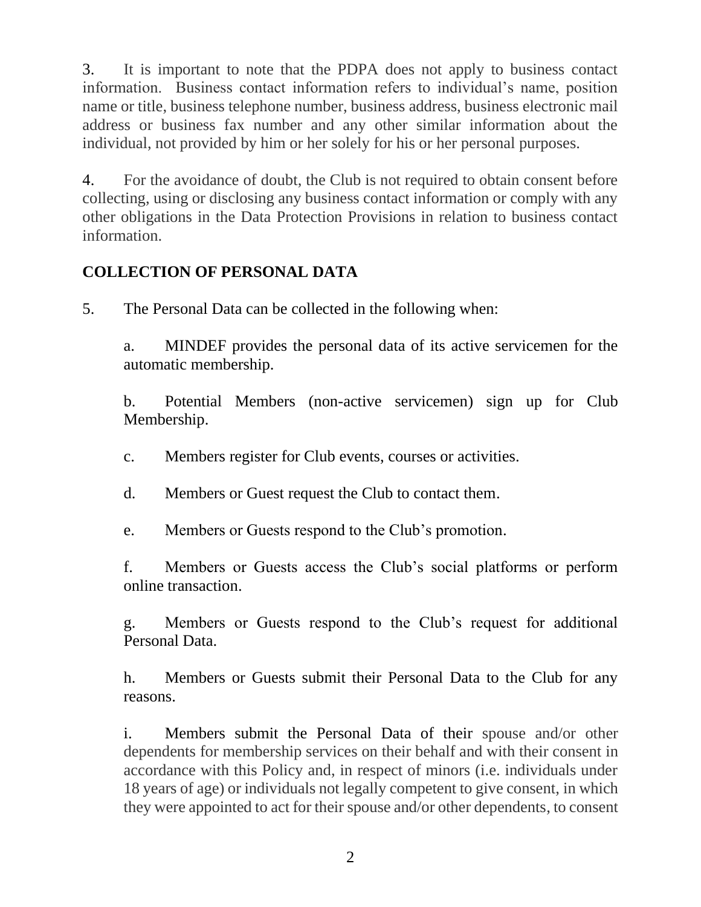3. It is important to note that the PDPA does not apply to business contact information. Business contact information refers to individual's name, position name or title, business telephone number, business address, business electronic mail address or business fax number and any other similar information about the individual, not provided by him or her solely for his or her personal purposes.

4. For the avoidance of doubt, the Club is not required to obtain consent before collecting, using or disclosing any business contact information or comply with any other obligations in the Data Protection Provisions in relation to business contact information.

## COLLECTION OF PERSONAL DATA

5. The Personal Data can be collected in the following when:

a. MINDEF provides the personal data of its active servicemen for the automatic membership.

b. Potential Members (non-active servicemen) sign up for Club Membership.

c. Members register for Club events, courses or activities.

d. Members or Guest request the Club to contact them.

e. Members or Guests respond to the Club's promotion.

f. Members or Guests access the Club's social platforms or perform online transaction.

g. Members or Guests respond to the Club's request for additional Personal Data.

h. Members or Guests submit their Personal Data to the Club for any reasons.

i. Members submit the Personal Data of their spouse and/or other dependents for membership services on their behalf and with their consent in accordance with this Policy and, in respect of minors (i.e. individuals under 18 years of age) or individuals not legally competent to give consent, in which they were appointed to act for their spouse and/or other dependents, to consent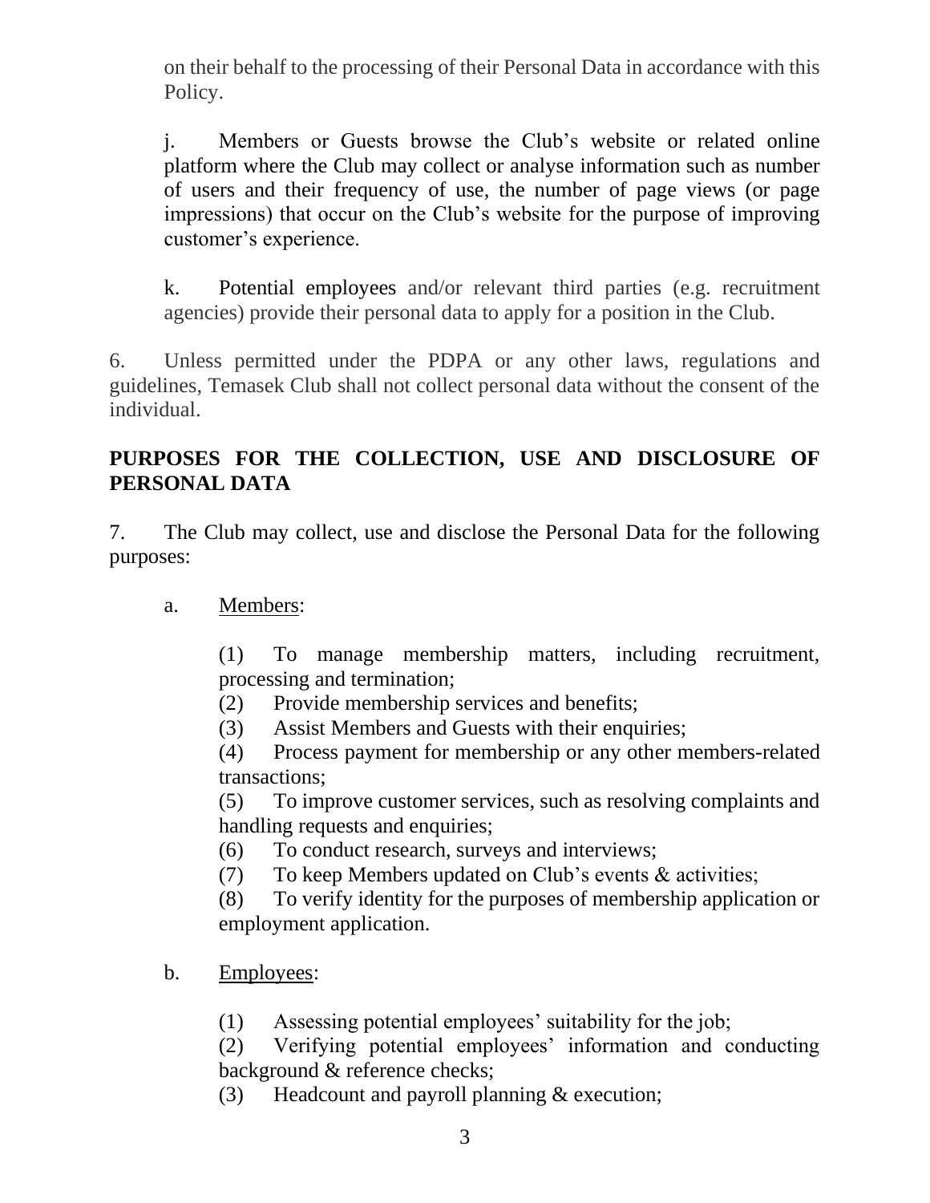on their behalf to the processing of their Personal Data in accordance with this Policy.

j. Members or Guests browse the Club's website or related online platform where the Club may collect or analyse information such as number of users and their frequency of use, the number of page views (or page impressions) that occur on the Club's website for the purpose of improving customer's experience.

k. Potential employees and/or relevant third parties (e.g. recruitment agencies) provide their personal data to apply for a position in the Club.

6. Unless permitted under the PDPA or any other laws, regulations and guidelines, Temasek Club shall not collect personal data without the consent of the individual.

## PURPOSES FOR THE COLLECTION, USE AND DISCLOSURE OF PERSONAL DATA

7. The Club may collect, use and disclose the Personal Data for the following purposes:

a. Members:

(1) To manage membership matters, including recruitment, processing and termination;
(2) Provide membership services and benefits;
(3) Assist Members and Guests with their enquiries;
(4) Process payment for membership or any other members-related transactions;
(5) To improve customer services, such as resolving complaints and handling requests and enquiries;
(6) To conduct research, surveys and interviews;
(7) To keep Members updated on Club's events & activities;
(8) To verify identity for the purposes of membership application or employment application.

b. Employees:

(1) Assessing potential employees' suitability for the job;
(2) Verifying potential employees' information and conducting background & reference checks;
(3) Headcount and payroll planning & execution;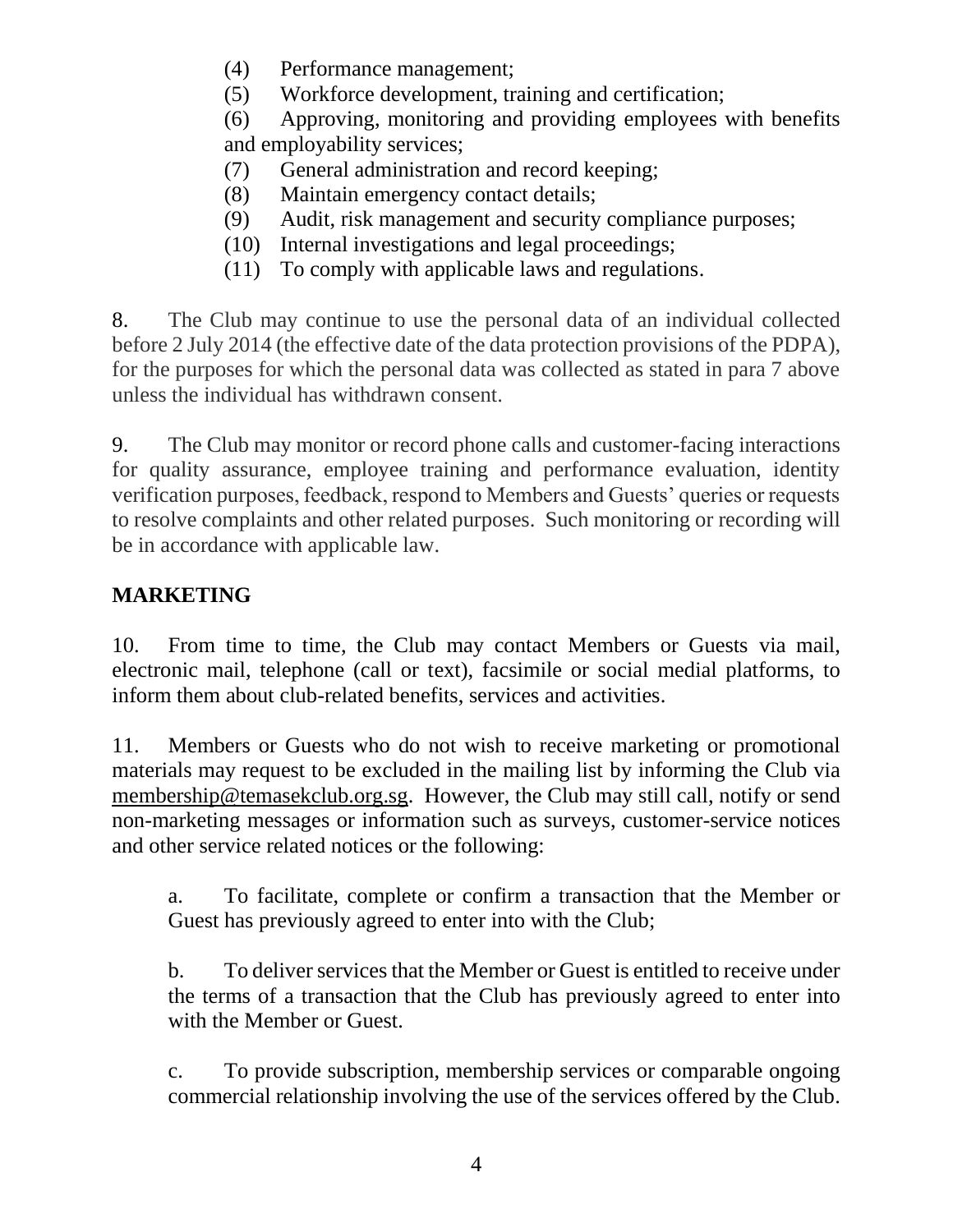(4) Performance management;
(5) Workforce development, training and certification;
(6) Approving, monitoring and providing employees with benefits and employability services;
(7) General administration and record keeping;
(8) Maintain emergency contact details;
(9) Audit, risk management and security compliance purposes;
(10) Internal investigations and legal proceedings;
(11) To comply with applicable laws and regulations.

8. The Club may continue to use the personal data of an individual collected before 2 July 2014 (the effective date of the data protection provisions of the PDPA), for the purposes for which the personal data was collected as stated in para 7 above unless the individual has withdrawn consent.

9. The Club may monitor or record phone calls and customer-facing interactions for quality assurance, employee training and performance evaluation, identity verification purposes, feedback, respond to Members and Guests' queries or requests to resolve complaints and other related purposes. Such monitoring or recording will be in accordance with applicable law.

## MARKETING

10. From time to time, the Club may contact Members or Guests via mail, electronic mail, telephone (call or text), facsimile or social medial platforms, to inform them about club-related benefits, services and activities.

11. Members or Guests who do not wish to receive marketing or promotional materials may request to be excluded in the mailing list by informing the Club via membership@temasekclub.org.sg. However, the Club may still call, notify or send non-marketing messages or information such as surveys, customer-service notices and other service related notices or the following:

a. To facilitate, complete or confirm a transaction that the Member or Guest has previously agreed to enter into with the Club;

b. To deliver services that the Member or Guest is entitled to receive under the terms of a transaction that the Club has previously agreed to enter into with the Member or Guest.

c. To provide subscription, membership services or comparable ongoing commercial relationship involving the use of the services offered by the Club.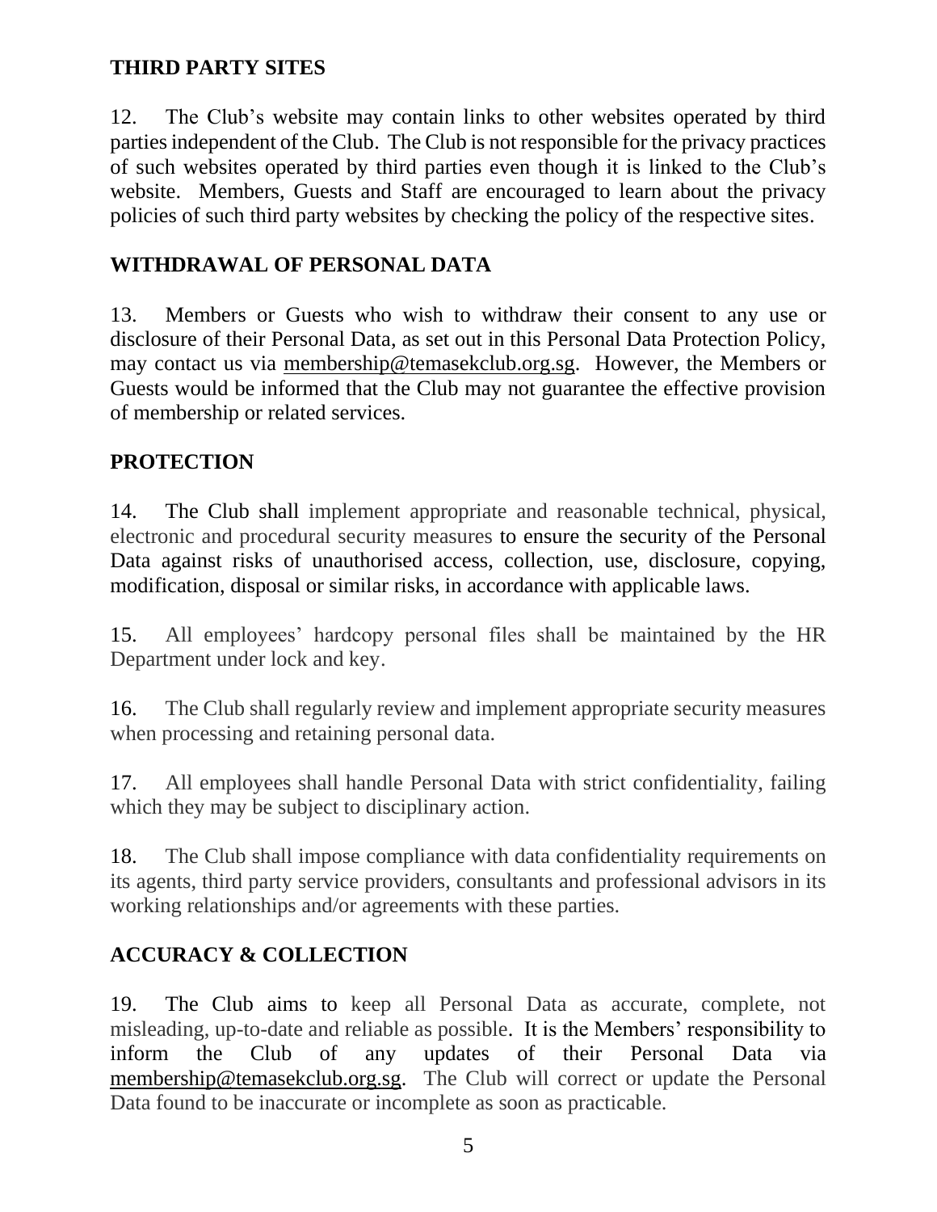## THIRD PARTY SITES

12. The Club's website may contain links to other websites operated by third parties independent of the Club. The Club is not responsible for the privacy practices of such websites operated by third parties even though it is linked to the Club's website. Members, Guests and Staff are encouraged to learn about the privacy policies of such third party websites by checking the policy of the respective sites.

## WITHDRAWAL OF PERSONAL DATA

13. Members or Guests who wish to withdraw their consent to any use or disclosure of their Personal Data, as set out in this Personal Data Protection Policy, may contact us via membership@temasekclub.org.sg. However, the Members or Guests would be informed that the Club may not guarantee the effective provision of membership or related services.

## PROTECTION

14. The Club shall implement appropriate and reasonable technical, physical, electronic and procedural security measures to ensure the security of the Personal Data against risks of unauthorised access, collection, use, disclosure, copying, modification, disposal or similar risks, in accordance with applicable laws.

15. All employees' hardcopy personal files shall be maintained by the HR Department under lock and key.

16. The Club shall regularly review and implement appropriate security measures when processing and retaining personal data.

17. All employees shall handle Personal Data with strict confidentiality, failing which they may be subject to disciplinary action.

18. The Club shall impose compliance with data confidentiality requirements on its agents, third party service providers, consultants and professional advisors in its working relationships and/or agreements with these parties.

## ACCURACY & COLLECTION

19. The Club aims to keep all Personal Data as accurate, complete, not misleading, up-to-date and reliable as possible. It is the Members' responsibility to inform the Club of any updates of their Personal Data via membership@temasekclub.org.sg. The Club will correct or update the Personal Data found to be inaccurate or incomplete as soon as practicable.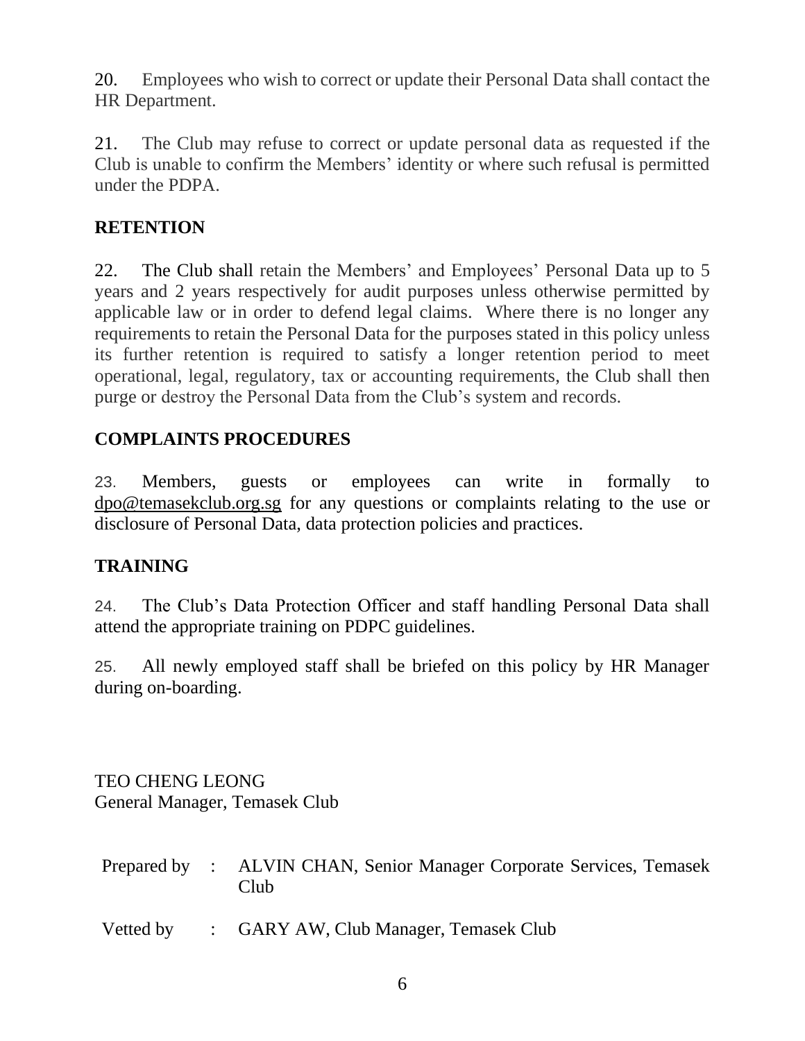20. Employees who wish to correct or update their Personal Data shall contact the HR Department.

21. The Club may refuse to correct or update personal data as requested if the Club is unable to confirm the Members' identity or where such refusal is permitted under the PDPA.

## RETENTION

22. The Club shall retain the Members' and Employees' Personal Data up to 5 years and 2 years respectively for audit purposes unless otherwise permitted by applicable law or in order to defend legal claims. Where there is no longer any requirements to retain the Personal Data for the purposes stated in this policy unless its further retention is required to satisfy a longer retention period to meet operational, legal, regulatory, tax or accounting requirements, the Club shall then purge or destroy the Personal Data from the Club's system and records.

## COMPLAINTS PROCEDURES

23. Members, guests or employees can write in formally to dpo@temasekclub.org.sg for any questions or complaints relating to the use or disclosure of Personal Data, data protection policies and practices.

## TRAINING

24. The Club's Data Protection Officer and staff handling Personal Data shall attend the appropriate training on PDPC guidelines.

25. All newly employed staff shall be briefed on this policy by HR Manager during on-boarding.

TEO CHENG LEONG
General Manager, Temasek Club

| | | |
|---|---|---|
| Prepared by | : | ALVIN CHAN, Senior Manager Corporate Services, Temasek Club |
| Vetted by | : | GARY AW, Club Manager, Temasek Club |